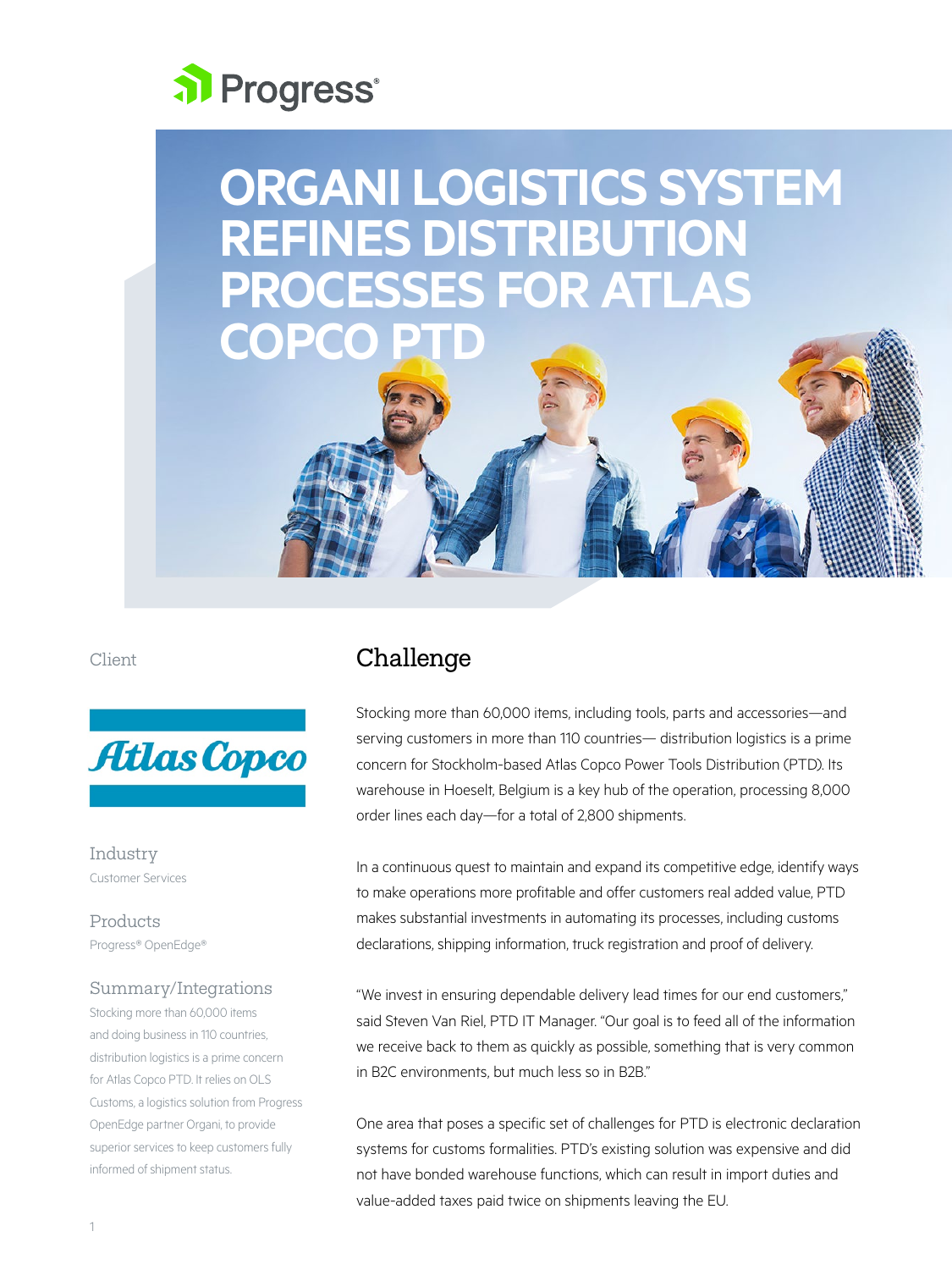# ORGANI LOGISTICS SYSTEM REFINES DISTRIBUTION PROCESSES FOR ATLAS COPCO PTD

Client

Atlas Copco

### Industry

Customer Services

### Products

Progress® OpenEdge®

### Summary/Integrations

Stocking more than 60,000 items and doing business in 110 countries, distribution logistics is a prime concern for Atlas Copco PTD. It relies on OLS Customs, a logistics solution from Progress OpenEdge partner Organi, to provide superior services to keep customers fully informed of shipment status.

## Challenge

Stocking more than 60,000 items, including tools, parts and accessories—and serving customers in more than 110 countries— distribution logistics is a prime concern for Stockholm-based Atlas Copco Power Tools Distribution (PTD). Its warehouse in Hoeselt, Belgium is a key hub of the operation, processing 8,000 order lines each day—for a total of 2,800 shipments.

In a continuous quest to maintain and expand its competitive edge, identify ways to make operations more profitable and offer customers real added value, PTD makes substantial investments in automating its processes, including customs declarations, shipping information, truck registration and proof of delivery.

"We invest in ensuring dependable delivery lead times for our end customers," said Steven Van Riel, PTD IT Manager. "Our goal is to feed all of the information we receive back to them as quickly as possible, something that is very common in B2C environments, but much less so in B2B."

One area that poses a specific set of challenges for PTD is electronic declaration systems for customs formalities. PTD's existing solution was expensive and did not have bonded warehouse functions, which can result in import duties and value-added taxes paid twice on shipments leaving the EU.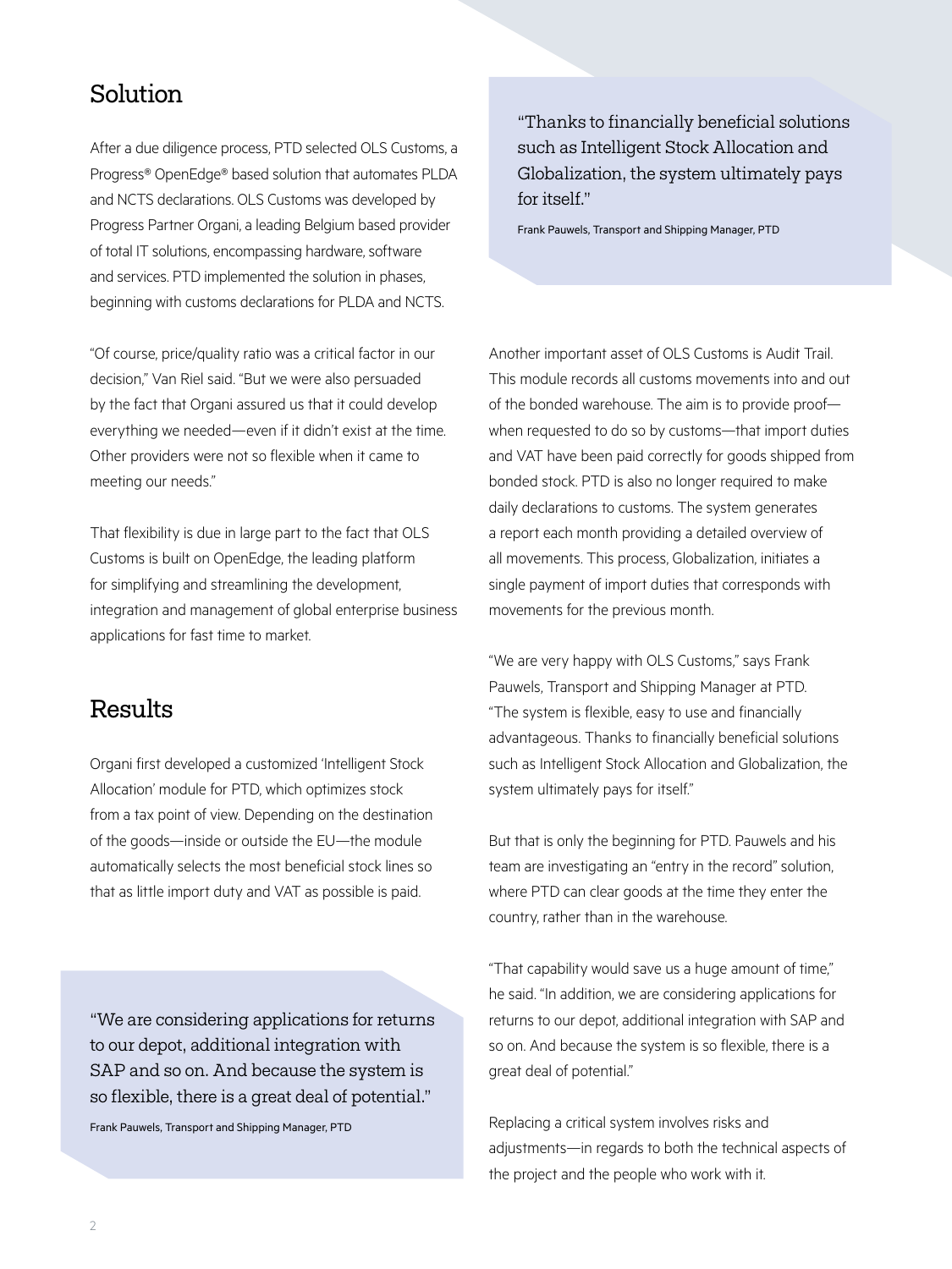## Solution

After a due diligence process, PTD selected OLS Customs, a Progress® OpenEdge® based solution that automates PLDA and NCTS declarations. OLS Customs was developed by Progress Partner Organi, a leading Belgium based provider of total IT solutions, encompassing hardware, software and services. PTD implemented the solution in phases, beginning with customs declarations for PLDA and NCTS.

"Of course, price/quality ratio was a critical factor in our decision," Van Riel said. "But we were also persuaded by the fact that Organi assured us that it could develop everything we needed—even if it didn't exist at the time. Other providers were not so flexible when it came to meeting our needs."

That flexibility is due in large part to the fact that OLS Customs is built on OpenEdge, the leading platform for simplifying and streamlining the development, integration and management of global enterprise business applications for fast time to market.

## Results

Organi first developed a customized 'Intelligent Stock Allocation' module for PTD, which optimizes stock from a tax point of view. Depending on the destination of the goods—inside or outside the EU—the module automatically selects the most beneficial stock lines so that as little import duty and VAT as possible is paid.

> "We are considering applications for returns to our depot, additional integration with SAP and so on. And because the system is so flexible, there is a great deal of potential."
>
> Frank Pauwels, Transport and Shipping Manager, PTD

> "Thanks to financially beneficial solutions such as Intelligent Stock Allocation and Globalization, the system ultimately pays for itself."
>
> Frank Pauwels, Transport and Shipping Manager, PTD

Another important asset of OLS Customs is Audit Trail. This module records all customs movements into and out of the bonded warehouse. The aim is to provide proof—when requested to do so by customs—that import duties and VAT have been paid correctly for goods shipped from bonded stock. PTD is also no longer required to make daily declarations to customs. The system generates a report each month providing a detailed overview of all movements. This process, Globalization, initiates a single payment of import duties that corresponds with movements for the previous month.

"We are very happy with OLS Customs," says Frank Pauwels, Transport and Shipping Manager at PTD. "The system is flexible, easy to use and financially advantageous. Thanks to financially beneficial solutions such as Intelligent Stock Allocation and Globalization, the system ultimately pays for itself."

But that is only the beginning for PTD. Pauwels and his team are investigating an "entry in the record" solution, where PTD can clear goods at the time they enter the country, rather than in the warehouse.

"That capability would save us a huge amount of time," he said. "In addition, we are considering applications for returns to our depot, additional integration with SAP and so on. And because the system is so flexible, there is a great deal of potential."

Replacing a critical system involves risks and adjustments—in regards to both the technical aspects of the project and the people who work with it.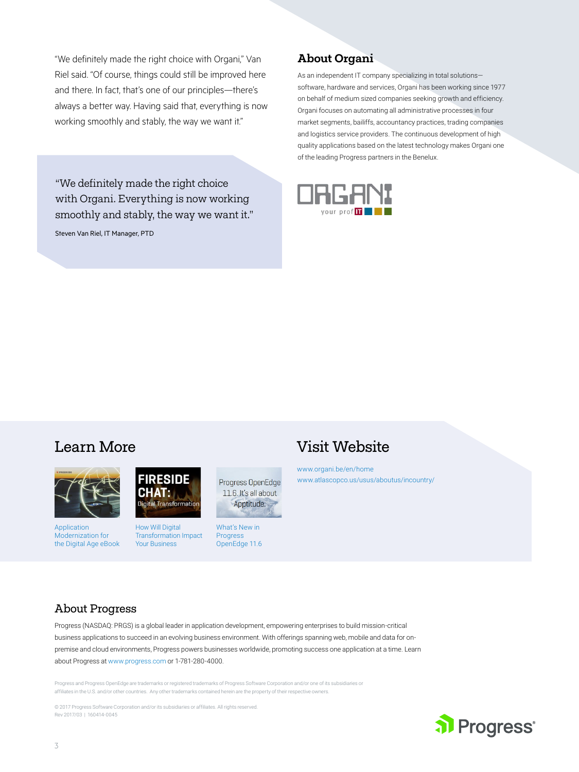"We definitely made the right choice with Organi," Van Riel said. "Of course, things could still be improved here and there. In fact, that's one of our principles—there's always a better way. Having said that, everything is now working smoothly and stably, the way we want it."

> "We definitely made the right choice with Organi. Everything is now working smoothly and stably, the way we want it."
>
> Steven Van Riel, IT Manager, PTD

## About Organi

As an independent IT company specializing in total solutions—software, hardware and services, Organi has been working since 1977 on behalf of medium sized companies seeking growth and efficiency. Organi focuses on automating all administrative processes in four market segments, bailiffs, accountancy practices, trading companies and logistics service providers. The continuous development of high quality applications based on the latest technology makes Organi one of the leading Progress partners in the Benelux.

## Learn More

Application Modernization for the Digital Age eBook

How Will Digital Transformation Impact Your Business

What's New in Progress OpenEdge 11.6

## Visit Website

www.organi.be/en/home

www.atlascopco.us/usus/aboutus/incountry/

## About Progress

Progress (NASDAQ: PRGS) is a global leader in application development, empowering enterprises to build mission-critical business applications to succeed in an evolving business environment. With offerings spanning web, mobile and data for on-premise and cloud environments, Progress powers businesses worldwide, promoting success one application at a time. Learn about Progress at www.progress.com or 1-781-280-4000.

Progress and Progress OpenEdge are trademarks or registered trademarks of Progress Software Corporation and/or one of its subsidiaries or affiliates in the U.S. and/or other countries. Any other trademarks contained herein are the property of their respective owners.

© 2017 Progress Software Corporation and/or its subsidiaries or affiliates. All rights reserved.
Rev 2017/03 | 160414-0045